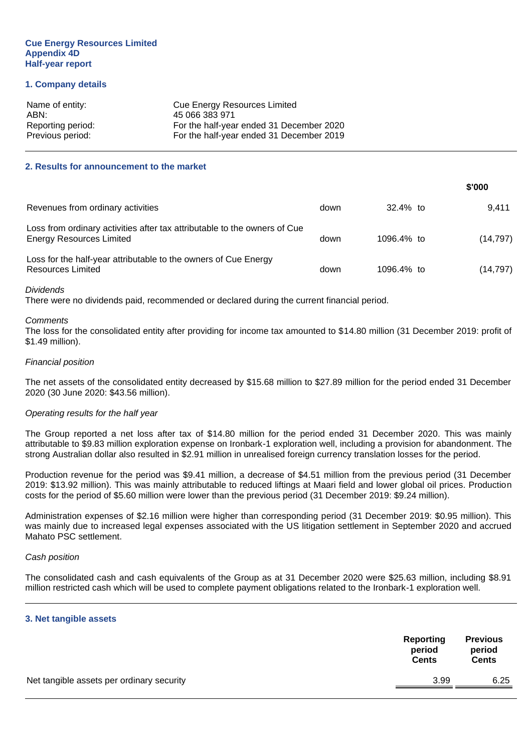**Cue Energy Resources Limited**
**Appendix 4D**
**Half-year report**

## 1. Company details

| | |
|---|---|
| Name of entity: | Cue Energy Resources Limited |
| ABN: | 45 066 383 971 |
| Reporting period: | For the half-year ended 31 December 2020 |
| Previous period: | For the half-year ended 31 December 2019 |

## 2. Results for announcement to the market

| | | | | $'000 |
|---|---|---|---|---|
| Revenues from ordinary activities | down | 32.4% | to | 9,411 |
| Loss from ordinary activities after tax attributable to the owners of Cue Energy Resources Limited | down | 1096.4% | to | (14,797) |
| Loss for the half-year attributable to the owners of Cue Energy Resources Limited | down | 1096.4% | to | (14,797) |

*Dividends*
There were no dividends paid, recommended or declared during the current financial period.

*Comments*
The loss for the consolidated entity after providing for income tax amounted to $14.80 million (31 December 2019: profit of $1.49 million).

*Financial position*

The net assets of the consolidated entity decreased by $15.68 million to $27.89 million for the period ended 31 December 2020 (30 June 2020: $43.56 million).

*Operating results for the half year*

The Group reported a net loss after tax of $14.80 million for the period ended 31 December 2020. This was mainly attributable to $9.83 million exploration expense on Ironbark-1 exploration well, including a provision for abandonment. The strong Australian dollar also resulted in $2.91 million in unrealised foreign currency translation losses for the period.

Production revenue for the period was $9.41 million, a decrease of $4.51 million from the previous period (31 December 2019: $13.92 million). This was mainly attributable to reduced liftings at Maari field and lower global oil prices. Production costs for the period of $5.60 million were lower than the previous period (31 December 2019: $9.24 million).

Administration expenses of $2.16 million were higher than corresponding period (31 December 2019: $0.95 million). This was mainly due to increased legal expenses associated with the US litigation settlement in September 2020 and accrued Mahato PSC settlement.

*Cash position*

The consolidated cash and cash equivalents of the Group as at 31 December 2020 were $25.63 million, including $8.91 million restricted cash which will be used to complete payment obligations related to the Ironbark-1 exploration well.

## 3. Net tangible assets

| | Reporting period Cents | Previous period Cents |
|---|---|---|
| Net tangible assets per ordinary security | 3.99 | 6.25 |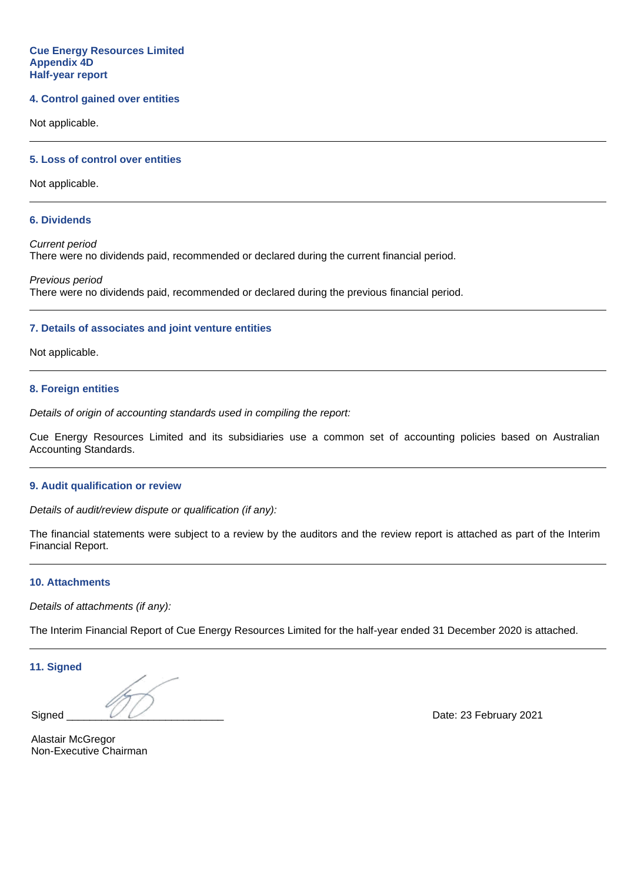**Cue Energy Resources Limited**
**Appendix 4D**
**Half-year report**

## 4. Control gained over entities

Not applicable.

---

## 5. Loss of control over entities

Not applicable.

---

## 6. Dividends

*Current period*
There were no dividends paid, recommended or declared during the current financial period.

*Previous period*
There were no dividends paid, recommended or declared during the previous financial period.

---

## 7. Details of associates and joint venture entities

Not applicable.

---

## 8. Foreign entities

*Details of origin of accounting standards used in compiling the report:*

Cue Energy Resources Limited and its subsidiaries use a common set of accounting policies based on Australian Accounting Standards.

---

## 9. Audit qualification or review

*Details of audit/review dispute or qualification (if any):*

The financial statements were subject to a review by the auditors and the review report is attached as part of the Interim Financial Report.

---

## 10. Attachments

*Details of attachments (if any):*

The Interim Financial Report of Cue Energy Resources Limited for the half-year ended 31 December 2020 is attached.

---

## 11. Signed

Signed ____________________________ Date: 23 February 2021

Alastair McGregor
Non-Executive Chairman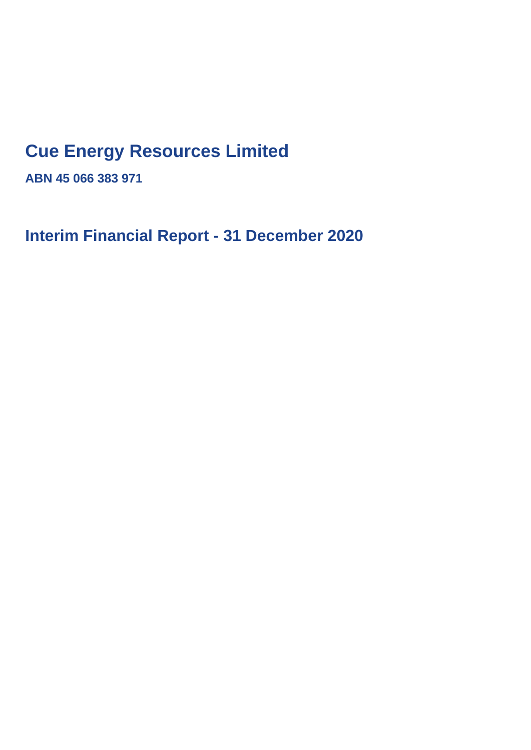# Cue Energy Resources Limited

**ABN 45 066 383 971**

## Interim Financial Report - 31 December 2020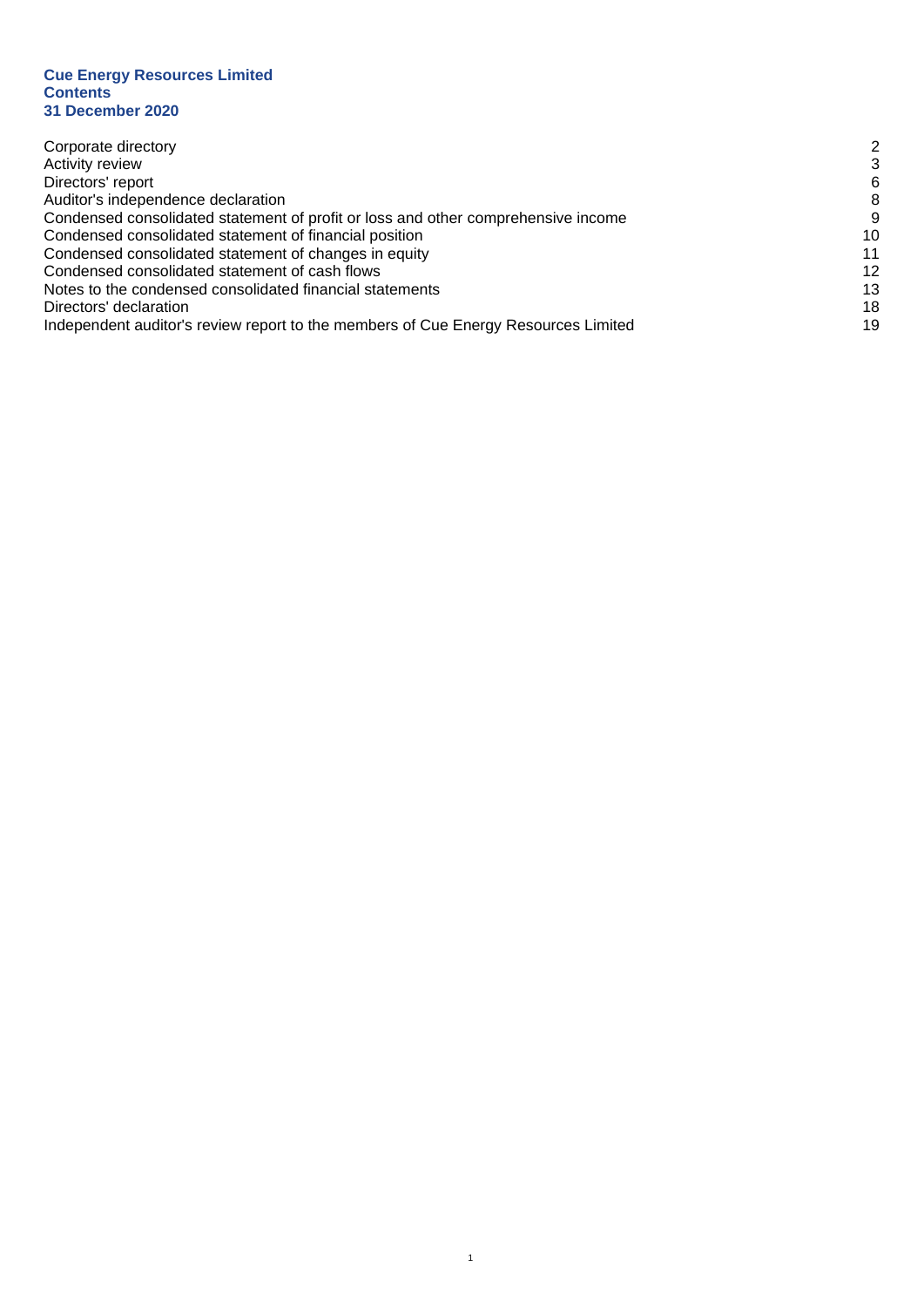**Cue Energy Resources Limited**
**Contents**
**31 December 2020**

| | |
|---|---|
| Corporate directory | 2 |
| Activity review | 3 |
| Directors' report | 6 |
| Auditor's independence declaration | 8 |
| Condensed consolidated statement of profit or loss and other comprehensive income | 9 |
| Condensed consolidated statement of financial position | 10 |
| Condensed consolidated statement of changes in equity | 11 |
| Condensed consolidated statement of cash flows | 12 |
| Notes to the condensed consolidated financial statements | 13 |
| Directors' declaration | 18 |
| Independent auditor's review report to the members of Cue Energy Resources Limited | 19 |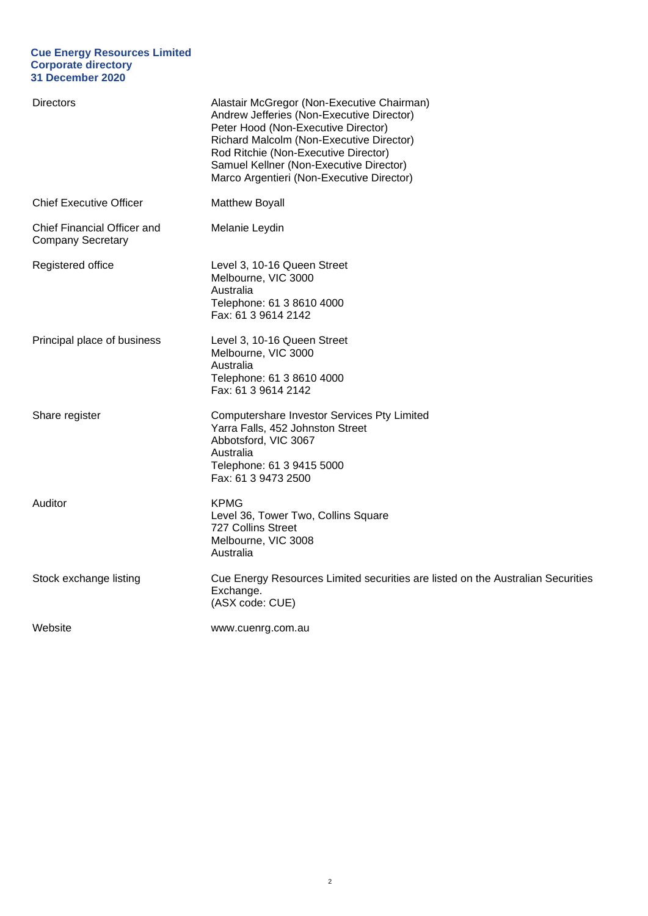# Cue Energy Resources Limited
## Corporate directory
## 31 December 2020

| | |
|---|---|
| Directors | Alastair McGregor (Non-Executive Chairman)<br>Andrew Jefferies (Non-Executive Director)<br>Peter Hood (Non-Executive Director)<br>Richard Malcolm (Non-Executive Director)<br>Rod Ritchie (Non-Executive Director)<br>Samuel Kellner (Non-Executive Director)<br>Marco Argentieri (Non-Executive Director) |
| Chief Executive Officer | Matthew Boyall |
| Chief Financial Officer and Company Secretary | Melanie Leydin |
| Registered office | Level 3, 10-16 Queen Street<br>Melbourne, VIC 3000<br>Australia<br>Telephone: 61 3 8610 4000<br>Fax: 61 3 9614 2142 |
| Principal place of business | Level 3, 10-16 Queen Street<br>Melbourne, VIC 3000<br>Australia<br>Telephone: 61 3 8610 4000<br>Fax: 61 3 9614 2142 |
| Share register | Computershare Investor Services Pty Limited<br>Yarra Falls, 452 Johnston Street<br>Abbotsford, VIC 3067<br>Australia<br>Telephone: 61 3 9415 5000<br>Fax: 61 3 9473 2500 |
| Auditor | KPMG<br>Level 36, Tower Two, Collins Square<br>727 Collins Street<br>Melbourne, VIC 3008<br>Australia |
| Stock exchange listing | Cue Energy Resources Limited securities are listed on the Australian Securities Exchange.<br>(ASX code: CUE) |
| Website | www.cuenrg.com.au |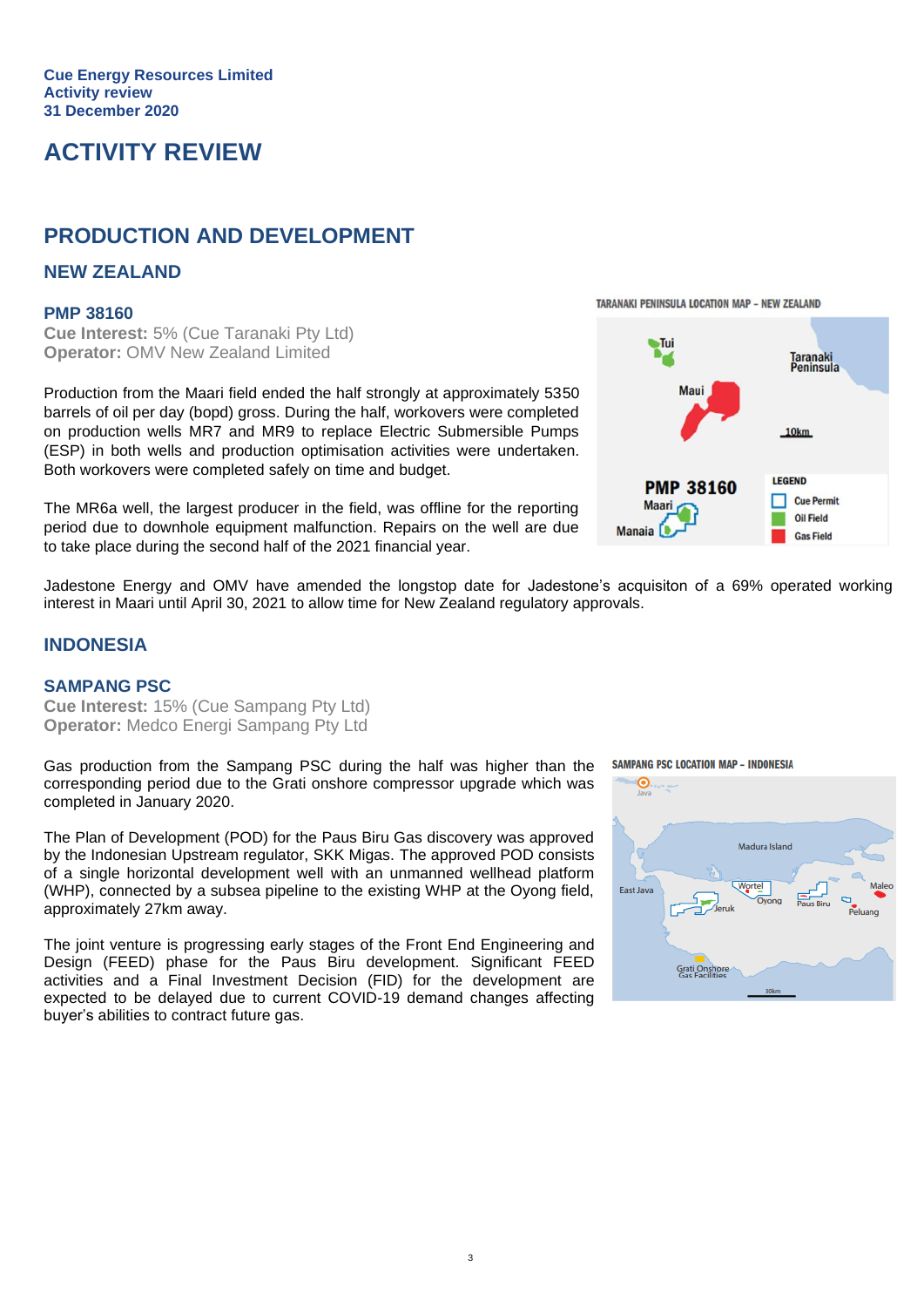Cue Energy Resources Limited
Activity review
31 December 2020

# ACTIVITY REVIEW

## PRODUCTION AND DEVELOPMENT

### NEW ZEALAND

#### PMP 38160

**Cue Interest:** 5% (Cue Taranaki Pty Ltd)
**Operator:** OMV New Zealand Limited

Production from the Maari field ended the half strongly at approximately 5350 barrels of oil per day (bopd) gross. During the half, workovers were completed on production wells MR7 and MR9 to replace Electric Submersible Pumps (ESP) in both wells and production optimisation activities were undertaken. Both workovers were completed safely on time and budget.

The MR6a well, the largest producer in the field, was offline for the reporting period due to downhole equipment malfunction. Repairs on the well are due to take place during the second half of the 2021 financial year.

TARANAKI PENINSULA LOCATION MAP – NEW ZEALAND

Jadestone Energy and OMV have amended the longstop date for Jadestone's acquisiton of a 69% operated working interest in Maari until April 30, 2021 to allow time for New Zealand regulatory approvals.

### INDONESIA

#### SAMPANG PSC

**Cue Interest:** 15% (Cue Sampang Pty Ltd)
**Operator:** Medco Energi Sampang Pty Ltd

Gas production from the Sampang PSC during the half was higher than the corresponding period due to the Grati onshore compressor upgrade which was completed in January 2020.

The Plan of Development (POD) for the Paus Biru Gas discovery was approved by the Indonesian Upstream regulator, SKK Migas. The approved POD consists of a single horizontal development well with an unmanned wellhead platform (WHP), connected by a subsea pipeline to the existing WHP at the Oyong field, approximately 27km away.

The joint venture is progressing early stages of the Front End Engineering and Design (FEED) phase for the Paus Biru development. Significant FEED activities and a Final Investment Decision (FID) for the development are expected to be delayed due to current COVID-19 demand changes affecting buyer's abilities to contract future gas.

SAMPANG PSC LOCATION MAP – INDONESIA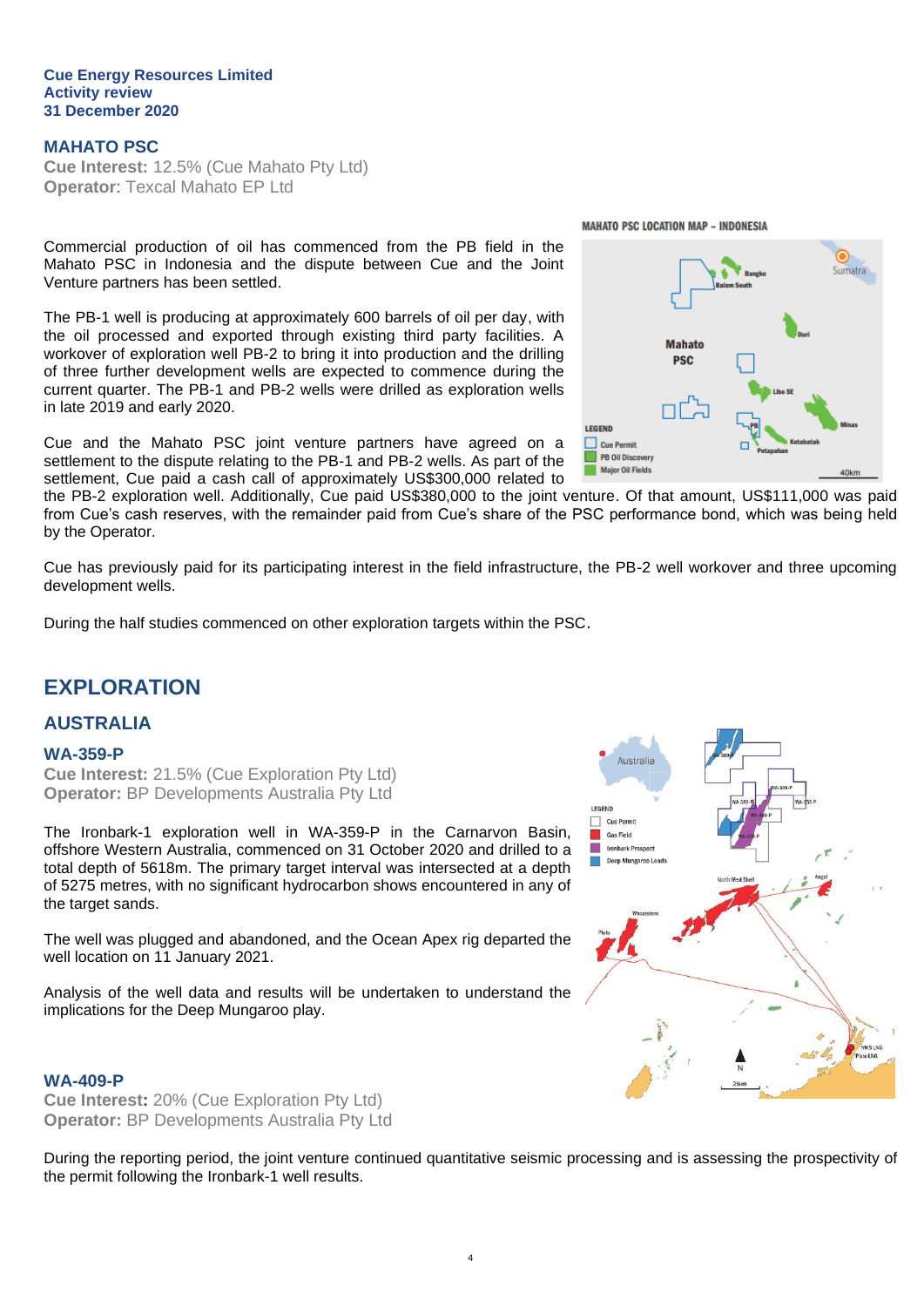## MAHATO PSC

**Cue Interest:** 12.5% (Cue Mahato Pty Ltd)
**Operator**: Texcal Mahato EP Ltd

Commercial production of oil has commenced from the PB field in the Mahato PSC in Indonesia and the dispute between Cue and the Joint Venture partners has been settled.

The PB-1 well is producing at approximately 600 barrels of oil per day, with the oil processed and exported through existing third party facilities. A workover of exploration well PB-2 to bring it into production and the drilling of three further development wells are expected to commence during the current quarter. The PB-1 and PB-2 wells were drilled as exploration wells in late 2019 and early 2020.

Cue and the Mahato PSC joint venture partners have agreed on a settlement to the dispute relating to the PB-1 and PB-2 wells. As part of the settlement, Cue paid a cash call of approximately US$300,000 related to the PB-2 exploration well. Additionally, Cue paid US$380,000 to the joint venture. Of that amount, US$111,000 was paid from Cue's cash reserves, with the remainder paid from Cue's share of the PSC performance bond, which was being held by the Operator.

Cue has previously paid for its participating interest in the field infrastructure, the PB-2 well workover and three upcoming development wells.

During the half studies commenced on other exploration targets within the PSC.

# EXPLORATION

## AUSTRALIA

### WA-359-P

**Cue Interest:** 21.5% (Cue Exploration Pty Ltd)
**Operator:** BP Developments Australia Pty Ltd

The Ironbark-1 exploration well in WA-359-P in the Carnarvon Basin, offshore Western Australia, commenced on 31 October 2020 and drilled to a total depth of 5618m. The primary target interval was intersected at a depth of 5275 metres, with no significant hydrocarbon shows encountered in any of the target sands.

The well was plugged and abandoned, and the Ocean Apex rig departed the well location on 11 January 2021.

Analysis of the well data and results will be undertaken to understand the implications for the Deep Mungaroo play.

### WA-409-P

**Cue Interest:** 20% (Cue Exploration Pty Ltd)
**Operator:** BP Developments Australia Pty Ltd

During the reporting period, the joint venture continued quantitative seismic processing and is assessing the prospectivity of the permit following the Ironbark-1 well results.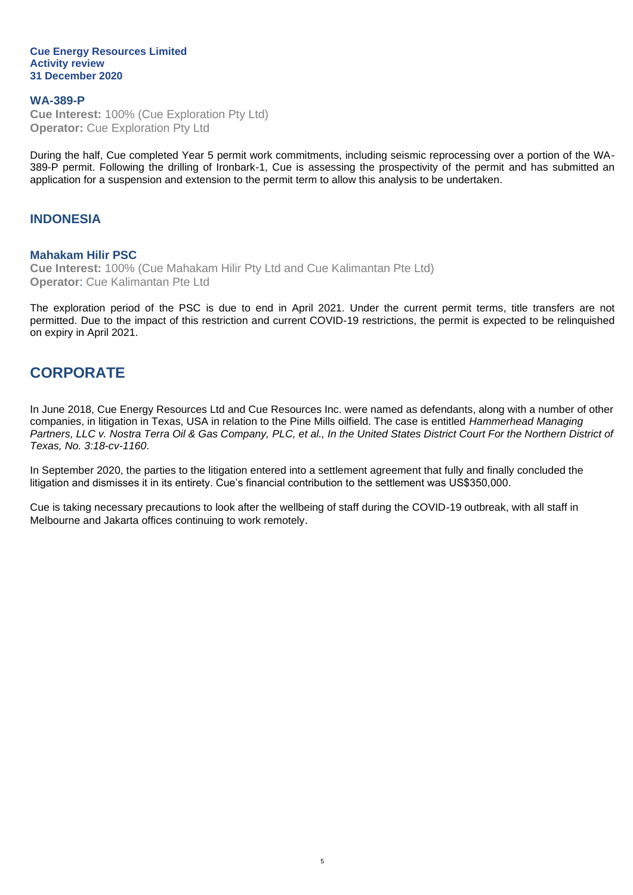### WA-389-P

**Cue Interest:** 100% (Cue Exploration Pty Ltd)
**Operator:** Cue Exploration Pty Ltd

During the half, Cue completed Year 5 permit work commitments, including seismic reprocessing over a portion of the WA-389-P permit. Following the drilling of Ironbark-1, Cue is assessing the prospectivity of the permit and has submitted an application for a suspension and extension to the permit term to allow this analysis to be undertaken.

## INDONESIA

### Mahakam Hilir PSC

**Cue Interest:** 100% (Cue Mahakam Hilir Pty Ltd and Cue Kalimantan Pte Ltd)
**Operator**: Cue Kalimantan Pte Ltd

The exploration period of the PSC is due to end in April 2021. Under the current permit terms, title transfers are not permitted. Due to the impact of this restriction and current COVID-19 restrictions, the permit is expected to be relinquished on expiry in April 2021.

# CORPORATE

In June 2018, Cue Energy Resources Ltd and Cue Resources Inc. were named as defendants, along with a number of other companies, in litigation in Texas, USA in relation to the Pine Mills oilfield. The case is entitled *Hammerhead Managing Partners, LLC v. Nostra Terra Oil & Gas Company, PLC, et al., In the United States District Court For the Northern District of Texas, No. 3:18-cv-1160*.

In September 2020, the parties to the litigation entered into a settlement agreement that fully and finally concluded the litigation and dismisses it in its entirety. Cue's financial contribution to the settlement was US$350,000.

Cue is taking necessary precautions to look after the wellbeing of staff during the COVID-19 outbreak, with all staff in Melbourne and Jakarta offices continuing to work remotely.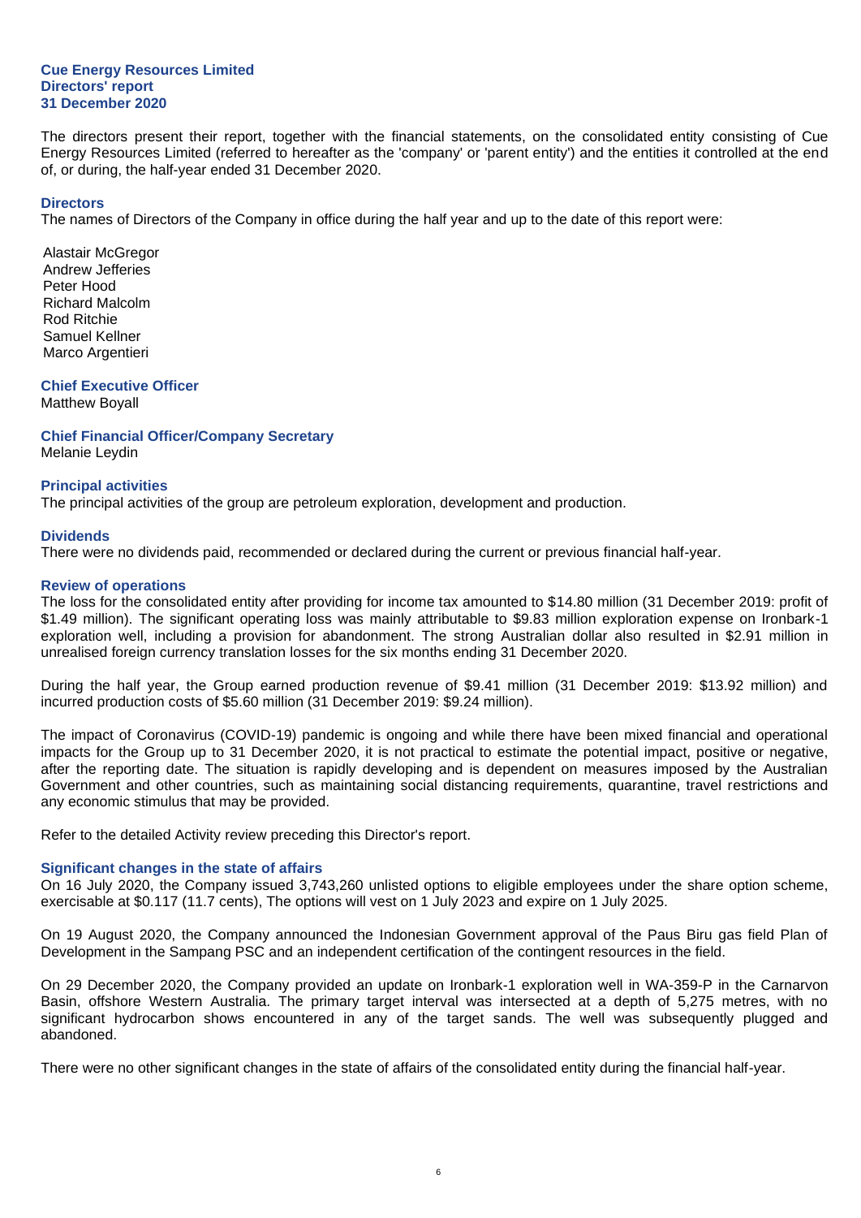**Cue Energy Resources Limited**
**Directors' report**
**31 December 2020**

The directors present their report, together with the financial statements, on the consolidated entity consisting of Cue Energy Resources Limited (referred to hereafter as the 'company' or 'parent entity') and the entities it controlled at the end of, or during, the half-year ended 31 December 2020.

## Directors

The names of Directors of the Company in office during the half year and up to the date of this report were:

Alastair McGregor
Andrew Jefferies
Peter Hood
Richard Malcolm
Rod Ritchie
Samuel Kellner
Marco Argentieri

## Chief Executive Officer

Matthew Boyall

## Chief Financial Officer/Company Secretary

Melanie Leydin

## Principal activities

The principal activities of the group are petroleum exploration, development and production.

## Dividends

There were no dividends paid, recommended or declared during the current or previous financial half-year.

## Review of operations

The loss for the consolidated entity after providing for income tax amounted to $14.80 million (31 December 2019: profit of $1.49 million). The significant operating loss was mainly attributable to $9.83 million exploration expense on Ironbark-1 exploration well, including a provision for abandonment. The strong Australian dollar also resulted in $2.91 million in unrealised foreign currency translation losses for the six months ending 31 December 2020.

During the half year, the Group earned production revenue of $9.41 million (31 December 2019: $13.92 million) and incurred production costs of $5.60 million (31 December 2019: $9.24 million).

The impact of Coronavirus (COVID-19) pandemic is ongoing and while there have been mixed financial and operational impacts for the Group up to 31 December 2020, it is not practical to estimate the potential impact, positive or negative, after the reporting date. The situation is rapidly developing and is dependent on measures imposed by the Australian Government and other countries, such as maintaining social distancing requirements, quarantine, travel restrictions and any economic stimulus that may be provided.

Refer to the detailed Activity review preceding this Director's report.

## Significant changes in the state of affairs

On 16 July 2020, the Company issued 3,743,260 unlisted options to eligible employees under the share option scheme, exercisable at $0.117 (11.7 cents), The options will vest on 1 July 2023 and expire on 1 July 2025.

On 19 August 2020, the Company announced the Indonesian Government approval of the Paus Biru gas field Plan of Development in the Sampang PSC and an independent certification of the contingent resources in the field.

On 29 December 2020, the Company provided an update on Ironbark-1 exploration well in WA-359-P in the Carnarvon Basin, offshore Western Australia. The primary target interval was intersected at a depth of 5,275 metres, with no significant hydrocarbon shows encountered in any of the target sands. The well was subsequently plugged and abandoned.

There were no other significant changes in the state of affairs of the consolidated entity during the financial half-year.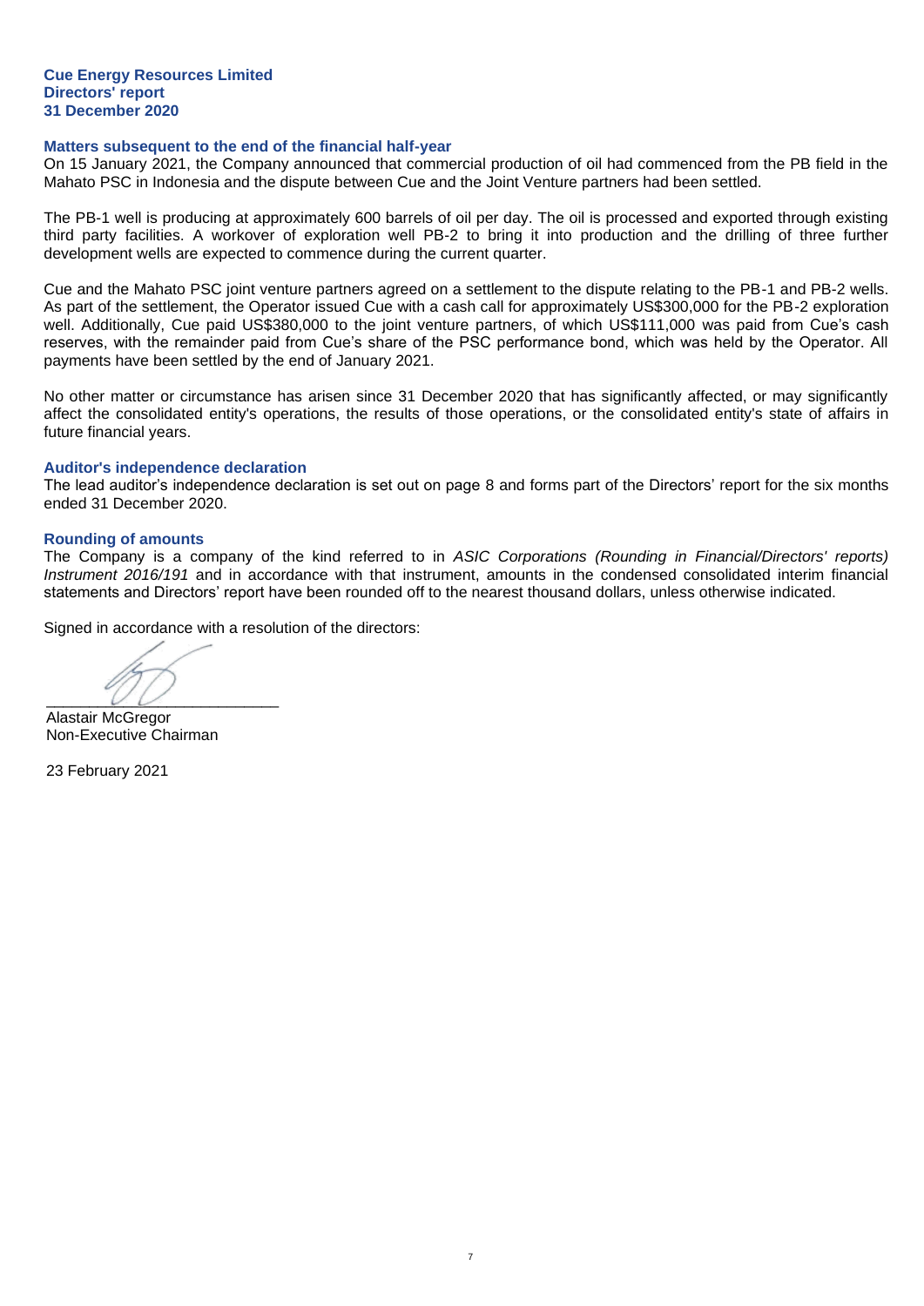**Cue Energy Resources Limited**
**Directors' report**
**31 December 2020**

### Matters subsequent to the end of the financial half-year

On 15 January 2021, the Company announced that commercial production of oil had commenced from the PB field in the Mahato PSC in Indonesia and the dispute between Cue and the Joint Venture partners had been settled.

The PB-1 well is producing at approximately 600 barrels of oil per day. The oil is processed and exported through existing third party facilities. A workover of exploration well PB-2 to bring it into production and the drilling of three further development wells are expected to commence during the current quarter.

Cue and the Mahato PSC joint venture partners agreed on a settlement to the dispute relating to the PB-1 and PB-2 wells. As part of the settlement, the Operator issued Cue with a cash call for approximately US$300,000 for the PB-2 exploration well. Additionally, Cue paid US$380,000 to the joint venture partners, of which US$111,000 was paid from Cue's cash reserves, with the remainder paid from Cue's share of the PSC performance bond, which was held by the Operator. All payments have been settled by the end of January 2021.

No other matter or circumstance has arisen since 31 December 2020 that has significantly affected, or may significantly affect the consolidated entity's operations, the results of those operations, or the consolidated entity's state of affairs in future financial years.

### Auditor's independence declaration

The lead auditor's independence declaration is set out on page 8 and forms part of the Directors' report for the six months ended 31 December 2020.

### Rounding of amounts

The Company is a company of the kind referred to in *ASIC Corporations (Rounding in Financial/Directors' reports) Instrument 2016/191* and in accordance with that instrument, amounts in the condensed consolidated interim financial statements and Directors' report have been rounded off to the nearest thousand dollars, unless otherwise indicated.

Signed in accordance with a resolution of the directors:

___________________________
Alastair McGregor
Non-Executive Chairman

23 February 2021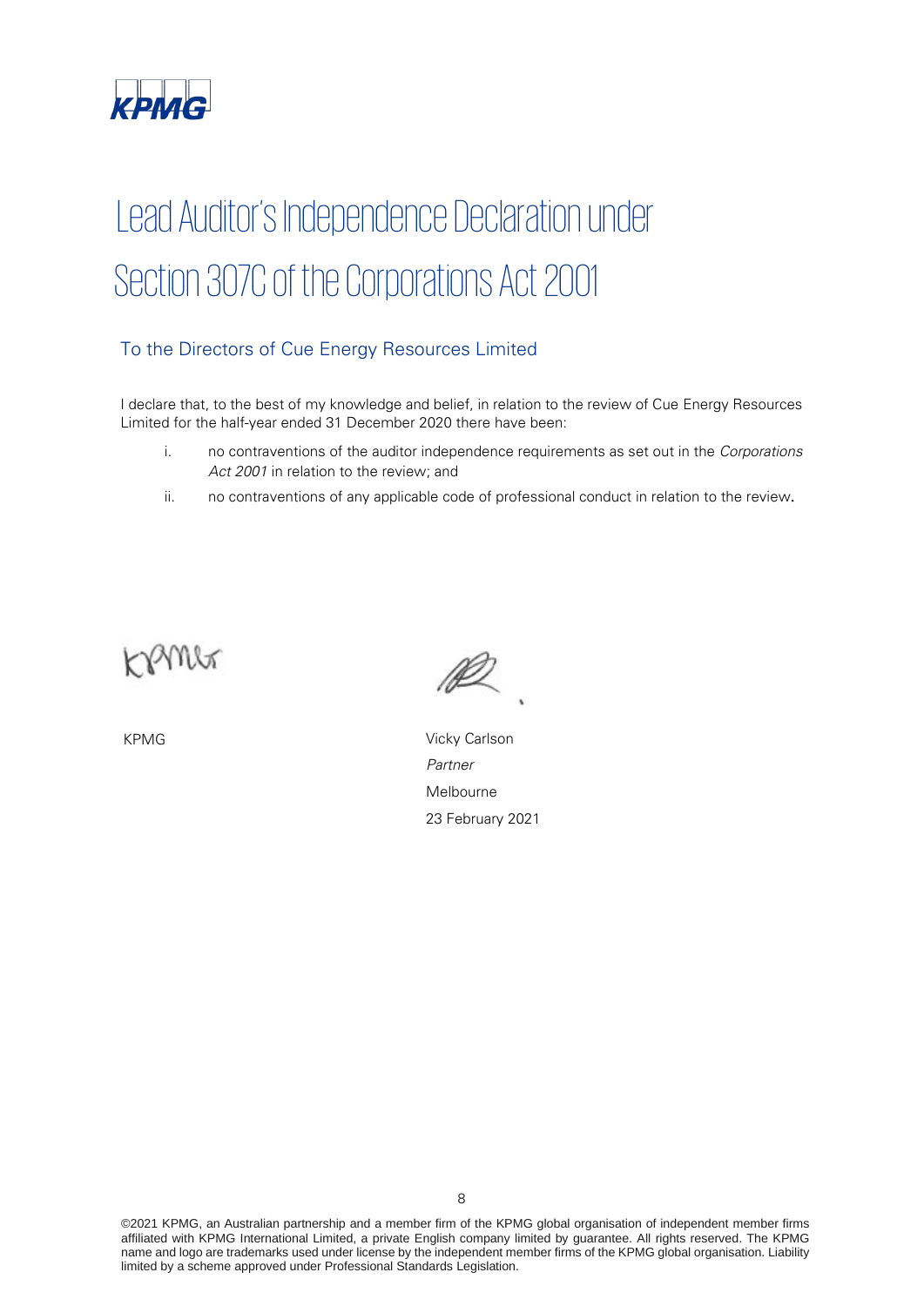KPMG

# Lead Auditor's Independence Declaration under Section 307C of the Corporations Act 2001

## To the Directors of Cue Energy Resources Limited

I declare that, to the best of my knowledge and belief, in relation to the review of Cue Energy Resources Limited for the half-year ended 31 December 2020 there have been:

i. no contraventions of the auditor independence requirements as set out in the *Corporations Act 2001* in relation to the review; and

ii. no contraventions of any applicable code of professional conduct in relation to the review.

KPMG

Vicky Carlson
*Partner*
Melbourne
23 February 2021

©2021 KPMG, an Australian partnership and a member firm of the KPMG global organisation of independent member firms affiliated with KPMG International Limited, a private English company limited by guarantee. All rights reserved. The KPMG name and logo are trademarks used under license by the independent member firms of the KPMG global organisation. Liability limited by a scheme approved under Professional Standards Legislation.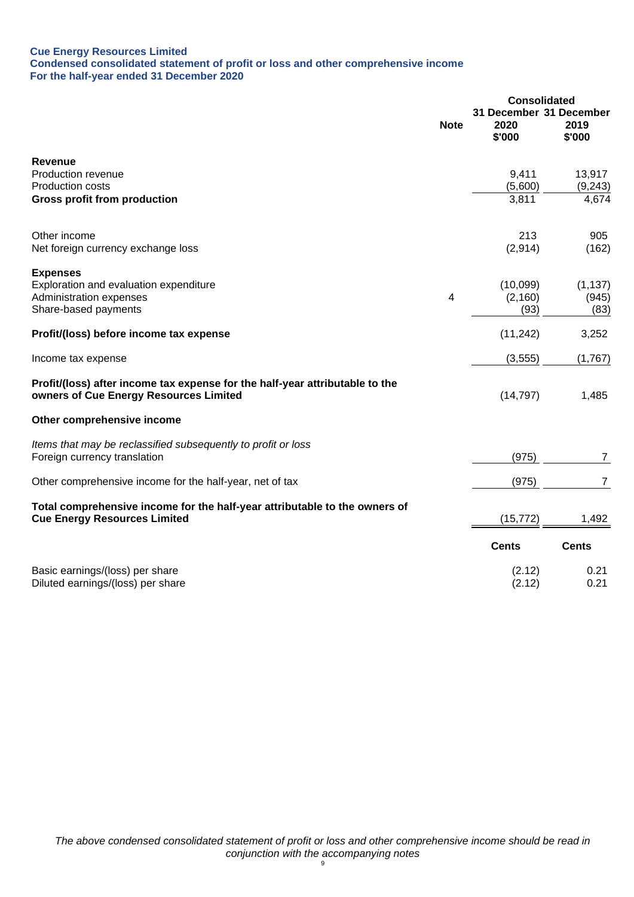**Cue Energy Resources Limited**
**Condensed consolidated statement of profit or loss and other comprehensive income**
**For the half-year ended 31 December 2020**

| | Note | Consolidated 31 December 2020 $'000 | 31 December 2019 $'000 |
|---|---|---|---|
| **Revenue** | | | |
| Production revenue | | 9,411 | 13,917 |
| Production costs | | (5,600) | (9,243) |
| **Gross profit from production** | | 3,811 | 4,674 |
| | | | |
| Other income | | 213 | 905 |
| Net foreign currency exchange loss | | (2,914) | (162) |
| | | | |
| **Expenses** | | | |
| Exploration and evaluation expenditure | | (10,099) | (1,137) |
| Administration expenses | 4 | (2,160) | (945) |
| Share-based payments | | (93) | (83) |
| | | | |
| **Profit/(loss) before income tax expense** | | (11,242) | 3,252 |
| | | | |
| Income tax expense | | (3,555) | (1,767) |
| | | | |
| **Profit/(loss) after income tax expense for the half-year attributable to the owners of Cue Energy Resources Limited** | | (14,797) | 1,485 |
| | | | |
| **Other comprehensive income** | | | |
| | | | |
| *Items that may be reclassified subsequently to profit or loss* | | | |
| Foreign currency translation | | (975) | 7 |
| | | | |
| Other comprehensive income for the half-year, net of tax | | (975) | 7 |
| | | | |
| **Total comprehensive income for the half-year attributable to the owners of Cue Energy Resources Limited** | | (15,772) | 1,492 |
| | | | |
| | | **Cents** | **Cents** |
| | | | |
| Basic earnings/(loss) per share | | (2.12) | 0.21 |
| Diluted earnings/(loss) per share | | (2.12) | 0.21 |

*The above condensed consolidated statement of profit or loss and other comprehensive income should be read in conjunction with the accompanying notes*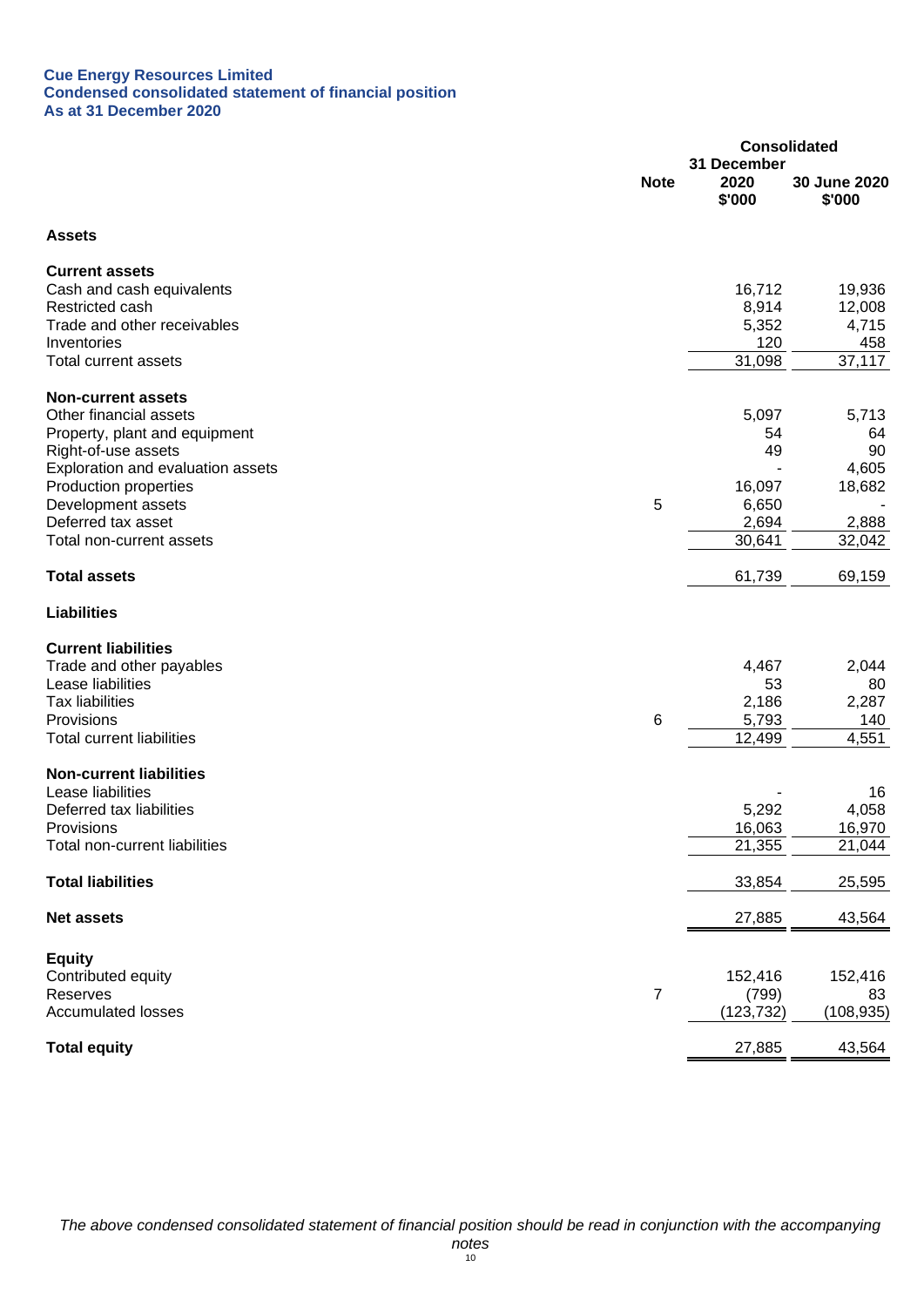**Cue Energy Resources Limited**
**Condensed consolidated statement of financial position**
**As at 31 December 2020**

| | Note | Consolidated 31 December 2020 $'000 | 30 June 2020 $'000 |
|---|---|---|---|
| **Assets** | | | |
| **Current assets** | | | |
| Cash and cash equivalents | | 16,712 | 19,936 |
| Restricted cash | | 8,914 | 12,008 |
| Trade and other receivables | | 5,352 | 4,715 |
| Inventories | | 120 | 458 |
| Total current assets | | 31,098 | 37,117 |
| **Non-current assets** | | | |
| Other financial assets | | 5,097 | 5,713 |
| Property, plant and equipment | | 54 | 64 |
| Right-of-use assets | | 49 | 90 |
| Exploration and evaluation assets | | - | 4,605 |
| Production properties | | 16,097 | 18,682 |
| Development assets | 5 | 6,650 | - |
| Deferred tax asset | | 2,694 | 2,888 |
| Total non-current assets | | 30,641 | 32,042 |
| **Total assets** | | 61,739 | 69,159 |
| **Liabilities** | | | |
| **Current liabilities** | | | |
| Trade and other payables | | 4,467 | 2,044 |
| Lease liabilities | | 53 | 80 |
| Tax liabilities | | 2,186 | 2,287 |
| Provisions | 6 | 5,793 | 140 |
| Total current liabilities | | 12,499 | 4,551 |
| **Non-current liabilities** | | | |
| Lease liabilities | | - | 16 |
| Deferred tax liabilities | | 5,292 | 4,058 |
| Provisions | | 16,063 | 16,970 |
| Total non-current liabilities | | 21,355 | 21,044 |
| **Total liabilities** | | 33,854 | 25,595 |
| **Net assets** | | 27,885 | 43,564 |
| **Equity** | | | |
| Contributed equity | | 152,416 | 152,416 |
| Reserves | 7 | (799) | 83 |
| Accumulated losses | | (123,732) | (108,935) |
| **Total equity** | | 27,885 | 43,564 |

*The above condensed consolidated statement of financial position should be read in conjunction with the accompanying notes*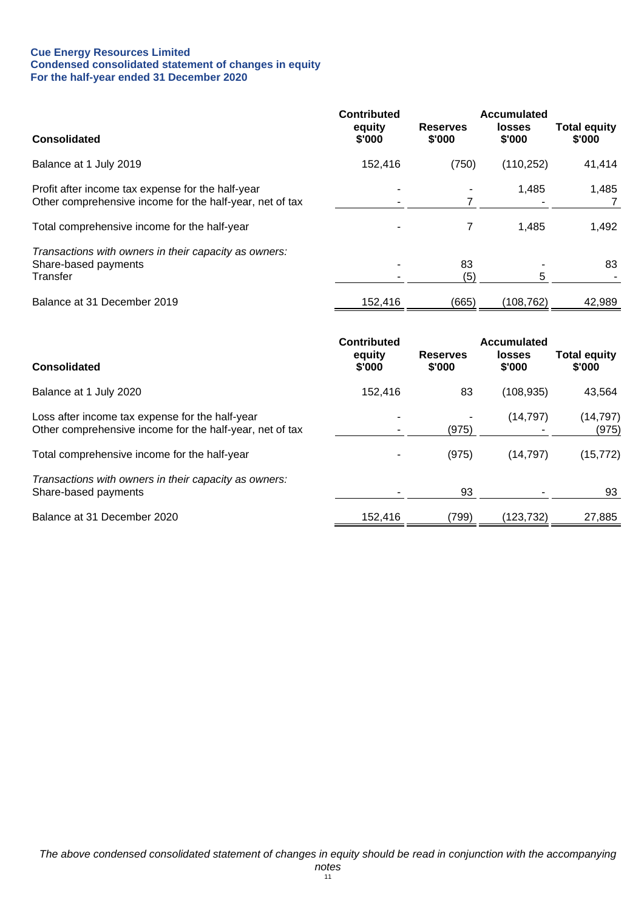**Cue Energy Resources Limited**
**Condensed consolidated statement of changes in equity**
**For the half-year ended 31 December 2020**

| Consolidated | Contributed equity $'000 | Reserves $'000 | Accumulated losses $'000 | Total equity $'000 |
|---|---|---|---|---|
| Balance at 1 July 2019 | 152,416 | (750) | (110,252) | 41,414 |
| Profit after income tax expense for the half-year | - | - | 1,485 | 1,485 |
| Other comprehensive income for the half-year, net of tax | - | 7 | - | 7 |
| Total comprehensive income for the half-year | - | 7 | 1,485 | 1,492 |
| *Transactions with owners in their capacity as owners:* | | | | |
| Share-based payments | - | 83 | - | 83 |
| Transfer | - | (5) | 5 | - |
| Balance at 31 December 2019 | 152,416 | (665) | (108,762) | 42,989 |

| Consolidated | Contributed equity $'000 | Reserves $'000 | Accumulated losses $'000 | Total equity $'000 |
|---|---|---|---|---|
| Balance at 1 July 2020 | 152,416 | 83 | (108,935) | 43,564 |
| Loss after income tax expense for the half-year | - | - | (14,797) | (14,797) |
| Other comprehensive income for the half-year, net of tax | - | (975) | - | (975) |
| Total comprehensive income for the half-year | - | (975) | (14,797) | (15,772) |
| *Transactions with owners in their capacity as owners:* | | | | |
| Share-based payments | - | 93 | - | 93 |
| Balance at 31 December 2020 | 152,416 | (799) | (123,732) | 27,885 |

*The above condensed consolidated statement of changes in equity should be read in conjunction with the accompanying notes*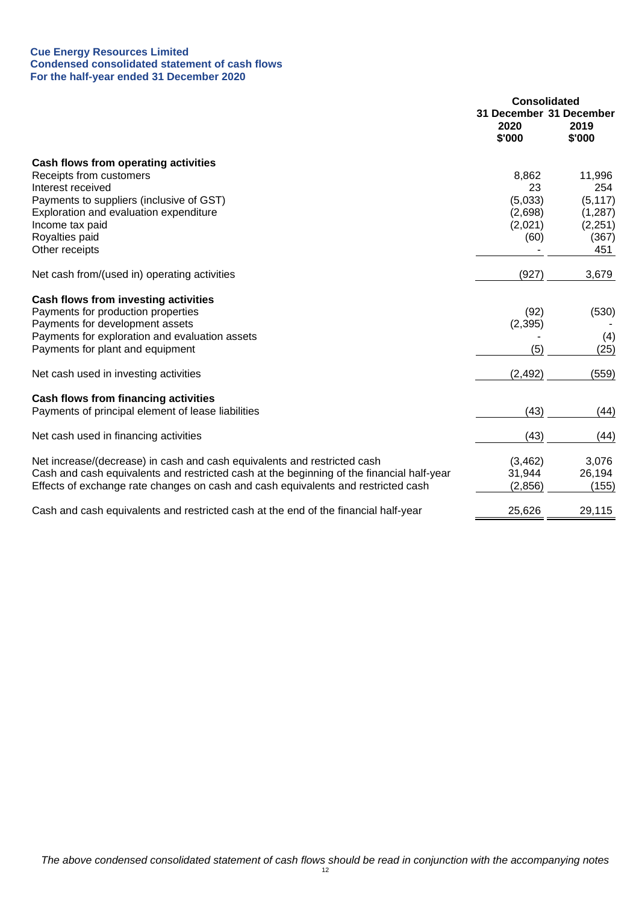**Cue Energy Resources Limited**
**Condensed consolidated statement of cash flows**
**For the half-year ended 31 December 2020**

| | Consolidated | |
|---|---|---|
| | 31 December 2020 $'000 | 31 December 2019 $'000 |
| **Cash flows from operating activities** | | |
| Receipts from customers | 8,862 | 11,996 |
| Interest received | 23 | 254 |
| Payments to suppliers (inclusive of GST) | (5,033) | (5,117) |
| Exploration and evaluation expenditure | (2,698) | (1,287) |
| Income tax paid | (2,021) | (2,251) |
| Royalties paid | (60) | (367) |
| Other receipts | - | 451 |
| Net cash from/(used in) operating activities | (927) | 3,679 |
| **Cash flows from investing activities** | | |
| Payments for production properties | (92) | (530) |
| Payments for development assets | (2,395) | - |
| Payments for exploration and evaluation assets | - | (4) |
| Payments for plant and equipment | (5) | (25) |
| Net cash used in investing activities | (2,492) | (559) |
| **Cash flows from financing activities** | | |
| Payments of principal element of lease liabilities | (43) | (44) |
| Net cash used in financing activities | (43) | (44) |
| Net increase/(decrease) in cash and cash equivalents and restricted cash | (3,462) | 3,076 |
| Cash and cash equivalents and restricted cash at the beginning of the financial half-year | 31,944 | 26,194 |
| Effects of exchange rate changes on cash and cash equivalents and restricted cash | (2,856) | (155) |
| Cash and cash equivalents and restricted cash at the end of the financial half-year | 25,626 | 29,115 |

*The above condensed consolidated statement of cash flows should be read in conjunction with the accompanying notes*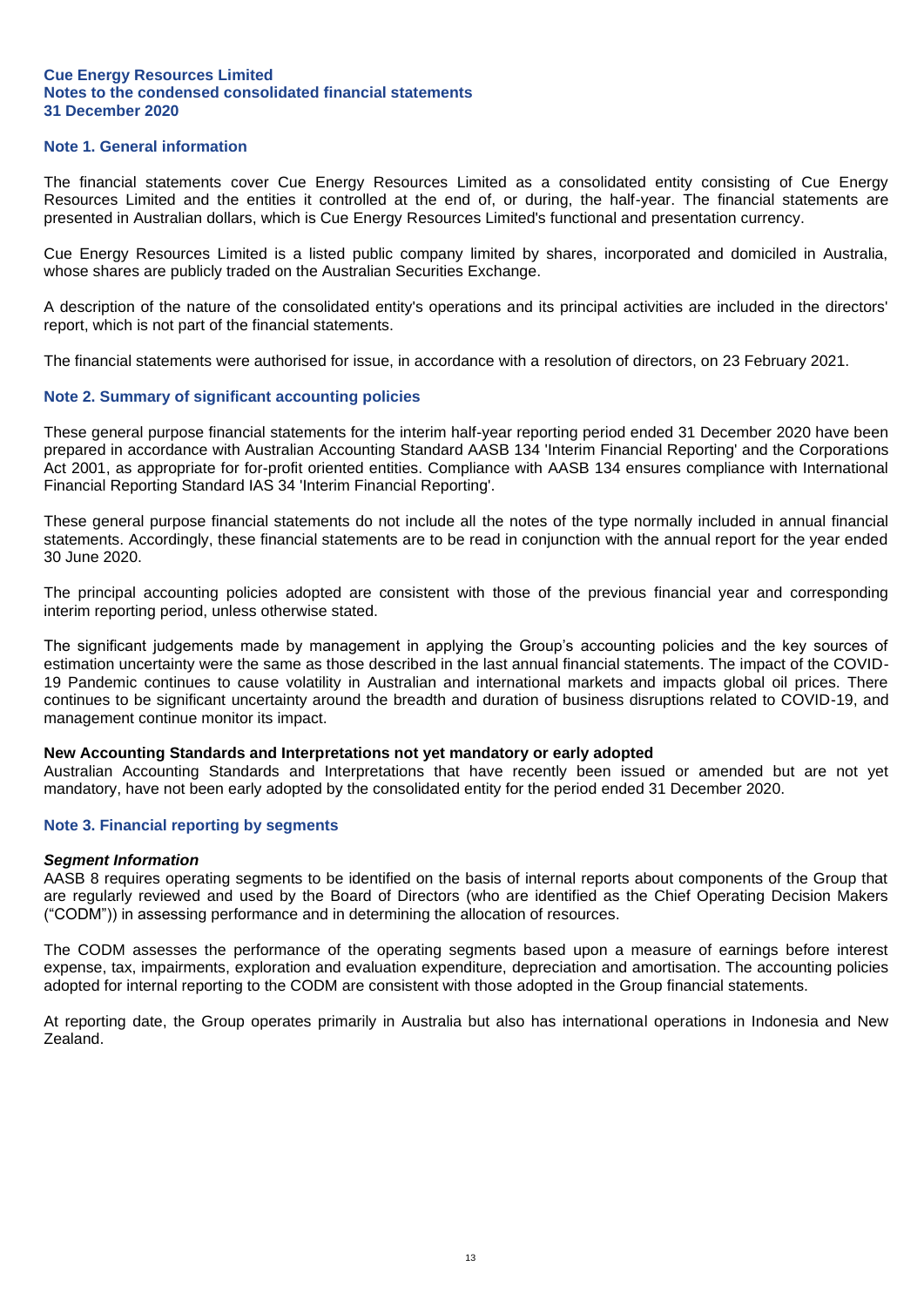**Cue Energy Resources Limited**
**Notes to the condensed consolidated financial statements**
**31 December 2020**

## Note 1. General information

The financial statements cover Cue Energy Resources Limited as a consolidated entity consisting of Cue Energy Resources Limited and the entities it controlled at the end of, or during, the half-year. The financial statements are presented in Australian dollars, which is Cue Energy Resources Limited's functional and presentation currency.

Cue Energy Resources Limited is a listed public company limited by shares, incorporated and domiciled in Australia, whose shares are publicly traded on the Australian Securities Exchange.

A description of the nature of the consolidated entity's operations and its principal activities are included in the directors' report, which is not part of the financial statements.

The financial statements were authorised for issue, in accordance with a resolution of directors, on 23 February 2021.

## Note 2. Summary of significant accounting policies

These general purpose financial statements for the interim half-year reporting period ended 31 December 2020 have been prepared in accordance with Australian Accounting Standard AASB 134 'Interim Financial Reporting' and the Corporations Act 2001, as appropriate for for-profit oriented entities. Compliance with AASB 134 ensures compliance with International Financial Reporting Standard IAS 34 'Interim Financial Reporting'.

These general purpose financial statements do not include all the notes of the type normally included in annual financial statements. Accordingly, these financial statements are to be read in conjunction with the annual report for the year ended 30 June 2020.

The principal accounting policies adopted are consistent with those of the previous financial year and corresponding interim reporting period, unless otherwise stated.

The significant judgements made by management in applying the Group's accounting policies and the key sources of estimation uncertainty were the same as those described in the last annual financial statements. The impact of the COVID-19 Pandemic continues to cause volatility in Australian and international markets and impacts global oil prices. There continues to be significant uncertainty around the breadth and duration of business disruptions related to COVID-19, and management continue monitor its impact.

**New Accounting Standards and Interpretations not yet mandatory or early adopted**
Australian Accounting Standards and Interpretations that have recently been issued or amended but are not yet mandatory, have not been early adopted by the consolidated entity for the period ended 31 December 2020.

## Note 3. Financial reporting by segments

***Segment Information***
AASB 8 requires operating segments to be identified on the basis of internal reports about components of the Group that are regularly reviewed and used by the Board of Directors (who are identified as the Chief Operating Decision Makers ("CODM")) in assessing performance and in determining the allocation of resources.

The CODM assesses the performance of the operating segments based upon a measure of earnings before interest expense, tax, impairments, exploration and evaluation expenditure, depreciation and amortisation. The accounting policies adopted for internal reporting to the CODM are consistent with those adopted in the Group financial statements.

At reporting date, the Group operates primarily in Australia but also has international operations in Indonesia and New Zealand.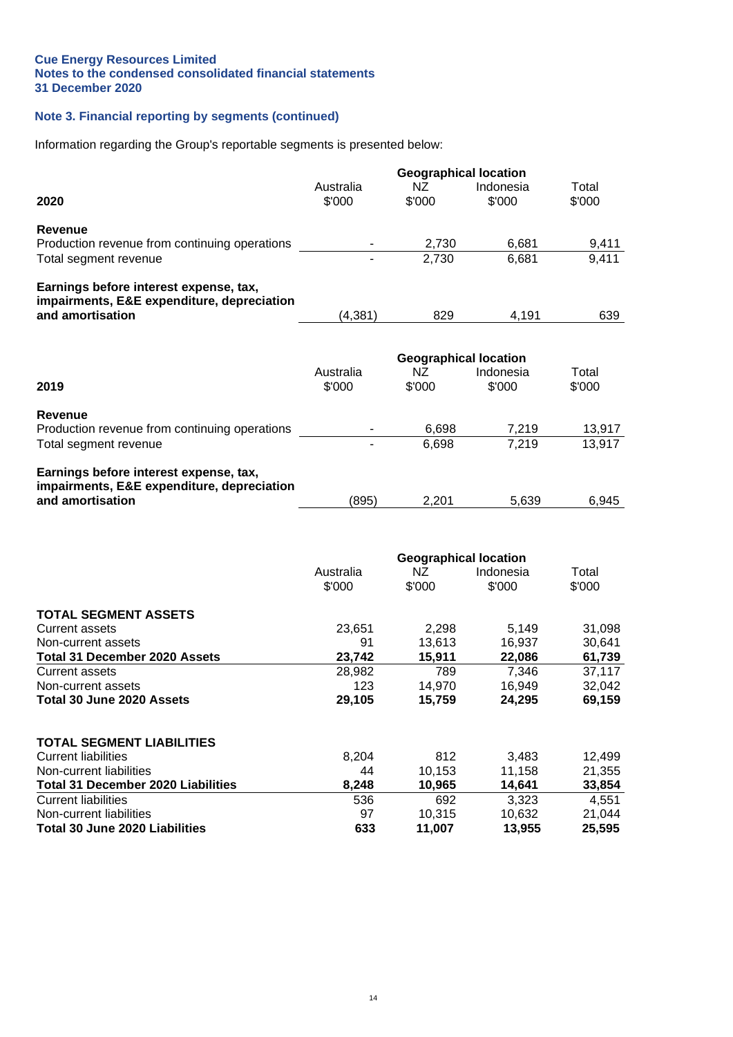**Cue Energy Resources Limited**
**Notes to the condensed consolidated financial statements**
**31 December 2020**

## Note 3. Financial reporting by segments (continued)

Information regarding the Group's reportable segments is presented below:

| | Geographical location | | | |
|---|---|---|---|---|
| **2020** | Australia<br>$'000 | NZ<br>$'000 | Indonesia<br>$'000 | Total<br>$'000 |
| **Revenue** | | | | |
| Production revenue from continuing operations | - | 2,730 | 6,681 | 9,411 |
| Total segment revenue | - | 2,730 | 6,681 | 9,411 |
| **Earnings before interest expense, tax, impairments, E&E expenditure, depreciation and amortisation** | (4,381) | 829 | 4,191 | 639 |

| | Geographical location | | | |
|---|---|---|---|---|
| **2019** | Australia<br>$'000 | NZ<br>$'000 | Indonesia<br>$'000 | Total<br>$'000 |
| **Revenue** | | | | |
| Production revenue from continuing operations | - | 6,698 | 7,219 | 13,917 |
| Total segment revenue | - | 6,698 | 7,219 | 13,917 |
| **Earnings before interest expense, tax, impairments, E&E expenditure, depreciation and amortisation** | (895) | 2,201 | 5,639 | 6,945 |

| | Geographical location | | | |
|---|---|---|---|---|
| | Australia<br>$'000 | NZ<br>$'000 | Indonesia<br>$'000 | Total<br>$'000 |
| **TOTAL SEGMENT ASSETS** | | | | |
| Current assets | 23,651 | 2,298 | 5,149 | 31,098 |
| Non-current assets | 91 | 13,613 | 16,937 | 30,641 |
| **Total 31 December 2020 Assets** | **23,742** | **15,911** | **22,086** | **61,739** |
| Current assets | 28,982 | 789 | 7,346 | 37,117 |
| Non-current assets | 123 | 14,970 | 16,949 | 32,042 |
| **Total 30 June 2020 Assets** | **29,105** | **15,759** | **24,295** | **69,159** |
| | | | | |
| **TOTAL SEGMENT LIABILITIES** | | | | |
| Current liabilities | 8,204 | 812 | 3,483 | 12,499 |
| Non-current liabilities | 44 | 10,153 | 11,158 | 21,355 |
| **Total 31 December 2020 Liabilities** | **8,248** | **10,965** | **14,641** | **33,854** |
| Current liabilities | 536 | 692 | 3,323 | 4,551 |
| Non-current liabilities | 97 | 10,315 | 10,632 | 21,044 |
| **Total 30 June 2020 Liabilities** | **633** | **11,007** | **13,955** | **25,595** |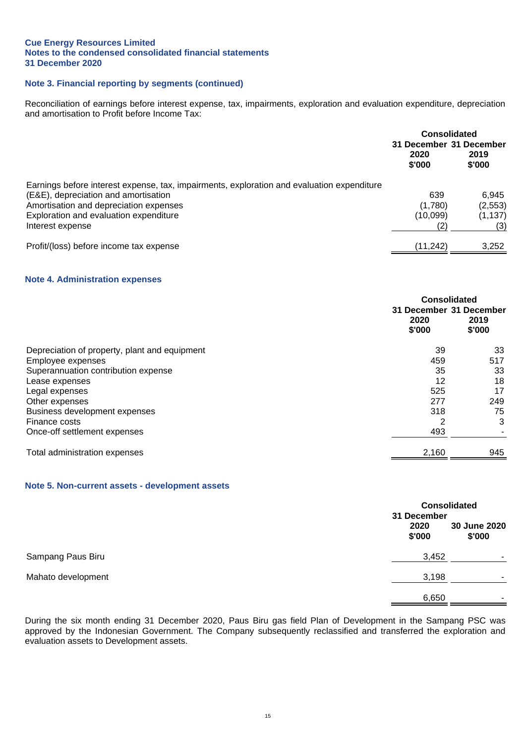## Note 3. Financial reporting by segments (continued)

Reconciliation of earnings before interest expense, tax, impairments, exploration and evaluation expenditure, depreciation and amortisation to Profit before Income Tax:

| | Consolidated | |
|---|---|---|
| | 31 December 2020 $'000 | 31 December 2019 $'000 |
| Earnings before interest expense, tax, impairments, exploration and evaluation expenditure (E&E), depreciation and amortisation | 639 | 6,945 |
| Amortisation and depreciation expenses | (1,780) | (2,553) |
| Exploration and evaluation expenditure | (10,099) | (1,137) |
| Interest expense | (2) | (3) |
| Profit/(loss) before income tax expense | (11,242) | 3,252 |

## Note 4. Administration expenses

| | Consolidated | |
|---|---|---|
| | 31 December 2020 $'000 | 31 December 2019 $'000 |
| Depreciation of property, plant and equipment | 39 | 33 |
| Employee expenses | 459 | 517 |
| Superannuation contribution expense | 35 | 33 |
| Lease expenses | 12 | 18 |
| Legal expenses | 525 | 17 |
| Other expenses | 277 | 249 |
| Business development expenses | 318 | 75 |
| Finance costs | 2 | 3 |
| Once-off settlement expenses | 493 | - |
| Total administration expenses | 2,160 | 945 |

## Note 5. Non-current assets - development assets

| | Consolidated | |
|---|---|---|
| | 31 December 2020 $'000 | 30 June 2020 $'000 |
| Sampang Paus Biru | 3,452 | - |
| Mahato development | 3,198 | - |
| | 6,650 | - |

During the six month ending 31 December 2020, Paus Biru gas field Plan of Development in the Sampang PSC was approved by the Indonesian Government. The Company subsequently reclassified and transferred the exploration and evaluation assets to Development assets.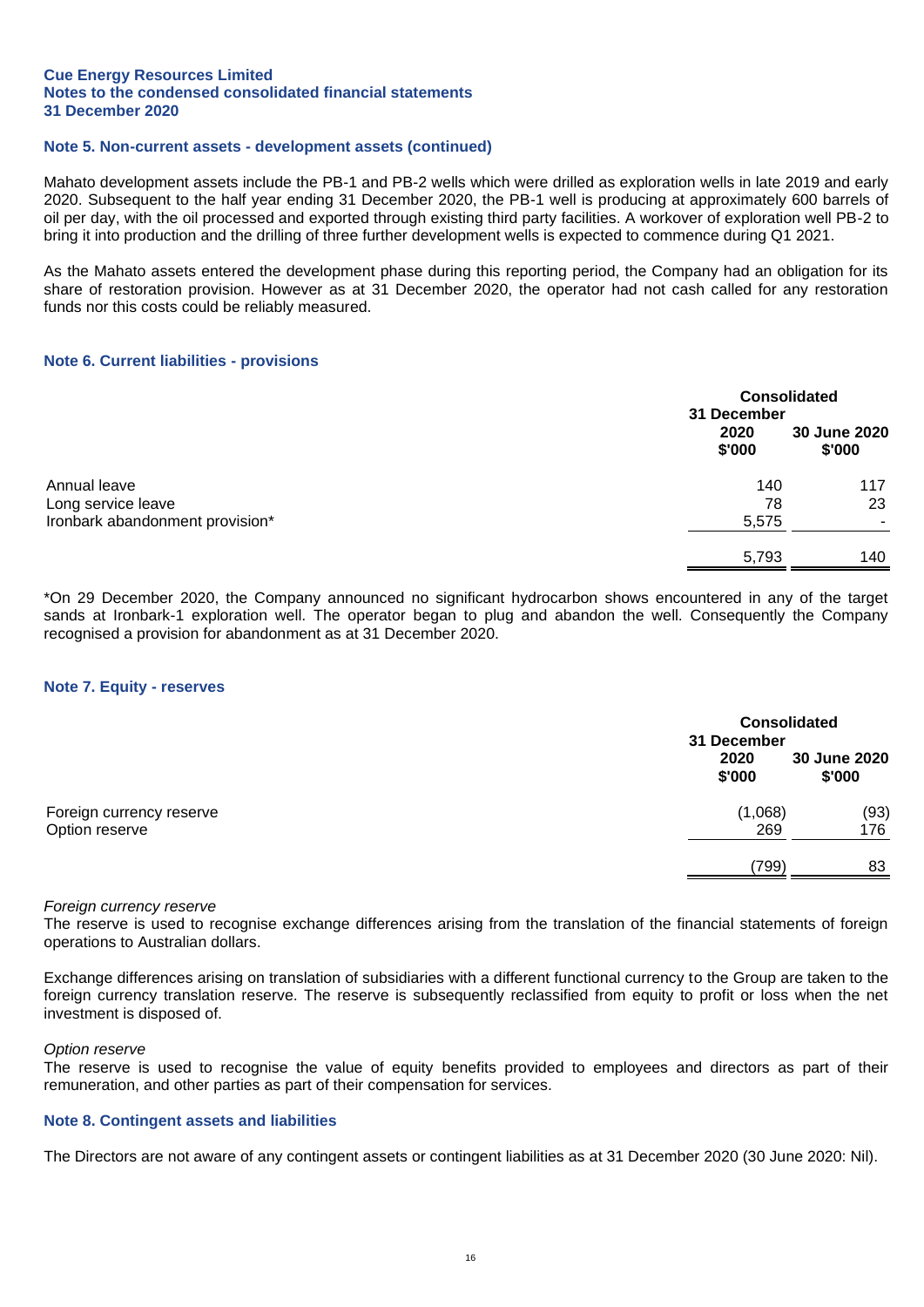**Cue Energy Resources Limited**
**Notes to the condensed consolidated financial statements**
**31 December 2020**

### Note 5. Non-current assets - development assets (continued)

Mahato development assets include the PB-1 and PB-2 wells which were drilled as exploration wells in late 2019 and early 2020. Subsequent to the half year ending 31 December 2020, the PB-1 well is producing at approximately 600 barrels of oil per day, with the oil processed and exported through existing third party facilities. A workover of exploration well PB-2 to bring it into production and the drilling of three further development wells is expected to commence during Q1 2021.

As the Mahato assets entered the development phase during this reporting period, the Company had an obligation for its share of restoration provision. However as at 31 December 2020, the operator had not cash called for any restoration funds nor this costs could be reliably measured.

### Note 6. Current liabilities - provisions

| | Consolidated | |
|---|---|---|
| | 31 December 2020 $'000 | 30 June 2020 $'000 |
| Annual leave | 140 | 117 |
| Long service leave | 78 | 23 |
| Ironbark abandonment provision* | 5,575 | - |
| | 5,793 | 140 |

*On 29 December 2020, the Company announced no significant hydrocarbon shows encountered in any of the target sands at Ironbark-1 exploration well. The operator began to plug and abandon the well. Consequently the Company recognised a provision for abandonment as at 31 December 2020.

### Note 7. Equity - reserves

| | Consolidated | |
|---|---|---|
| | 31 December 2020 $'000 | 30 June 2020 $'000 |
| Foreign currency reserve | (1,068) | (93) |
| Option reserve | 269 | 176 |
| | (799) | 83 |

*Foreign currency reserve*
The reserve is used to recognise exchange differences arising from the translation of the financial statements of foreign operations to Australian dollars.

Exchange differences arising on translation of subsidiaries with a different functional currency to the Group are taken to the foreign currency translation reserve. The reserve is subsequently reclassified from equity to profit or loss when the net investment is disposed of.

*Option reserve*
The reserve is used to recognise the value of equity benefits provided to employees and directors as part of their remuneration, and other parties as part of their compensation for services.

### Note 8. Contingent assets and liabilities

The Directors are not aware of any contingent assets or contingent liabilities as at 31 December 2020 (30 June 2020: Nil).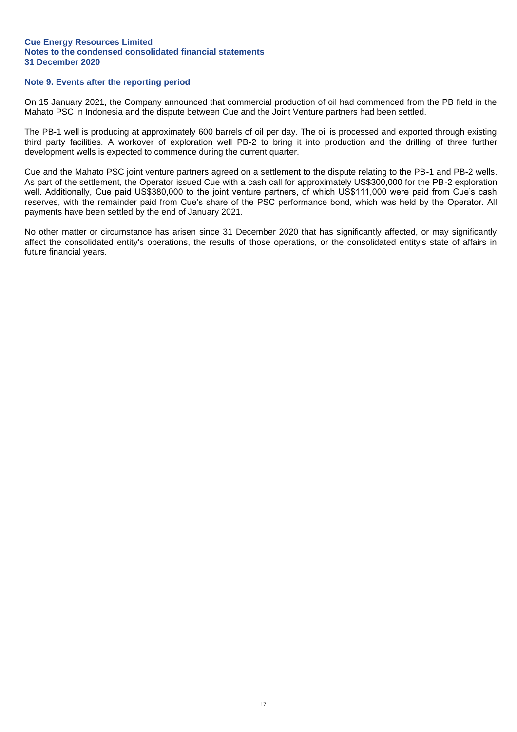## Note 9. Events after the reporting period

On 15 January 2021, the Company announced that commercial production of oil had commenced from the PB field in the Mahato PSC in Indonesia and the dispute between Cue and the Joint Venture partners had been settled.

The PB-1 well is producing at approximately 600 barrels of oil per day. The oil is processed and exported through existing third party facilities. A workover of exploration well PB-2 to bring it into production and the drilling of three further development wells is expected to commence during the current quarter.

Cue and the Mahato PSC joint venture partners agreed on a settlement to the dispute relating to the PB-1 and PB-2 wells. As part of the settlement, the Operator issued Cue with a cash call for approximately US$300,000 for the PB-2 exploration well. Additionally, Cue paid US$380,000 to the joint venture partners, of which US$111,000 were paid from Cue's cash reserves, with the remainder paid from Cue's share of the PSC performance bond, which was held by the Operator. All payments have been settled by the end of January 2021.

No other matter or circumstance has arisen since 31 December 2020 that has significantly affected, or may significantly affect the consolidated entity's operations, the results of those operations, or the consolidated entity's state of affairs in future financial years.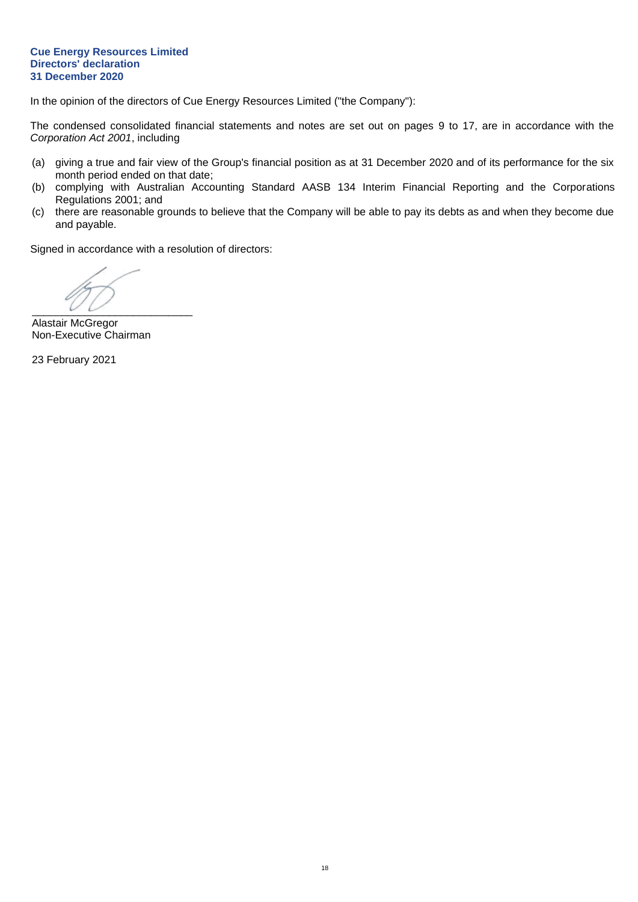**Cue Energy Resources Limited**
**Directors' declaration**
**31 December 2020**

In the opinion of the directors of Cue Energy Resources Limited ("the Company"):

The condensed consolidated financial statements and notes are set out on pages 9 to 17, are in accordance with the *Corporation Act 2001*, including

(a) giving a true and fair view of the Group's financial position as at 31 December 2020 and of its performance for the six month period ended on that date;
(b) complying with Australian Accounting Standard AASB 134 Interim Financial Reporting and the Corporations Regulations 2001; and
(c) there are reasonable grounds to believe that the Company will be able to pay its debts as and when they become due and payable.

Signed in accordance with a resolution of directors:

___________________________
Alastair McGregor
Non-Executive Chairman

23 February 2021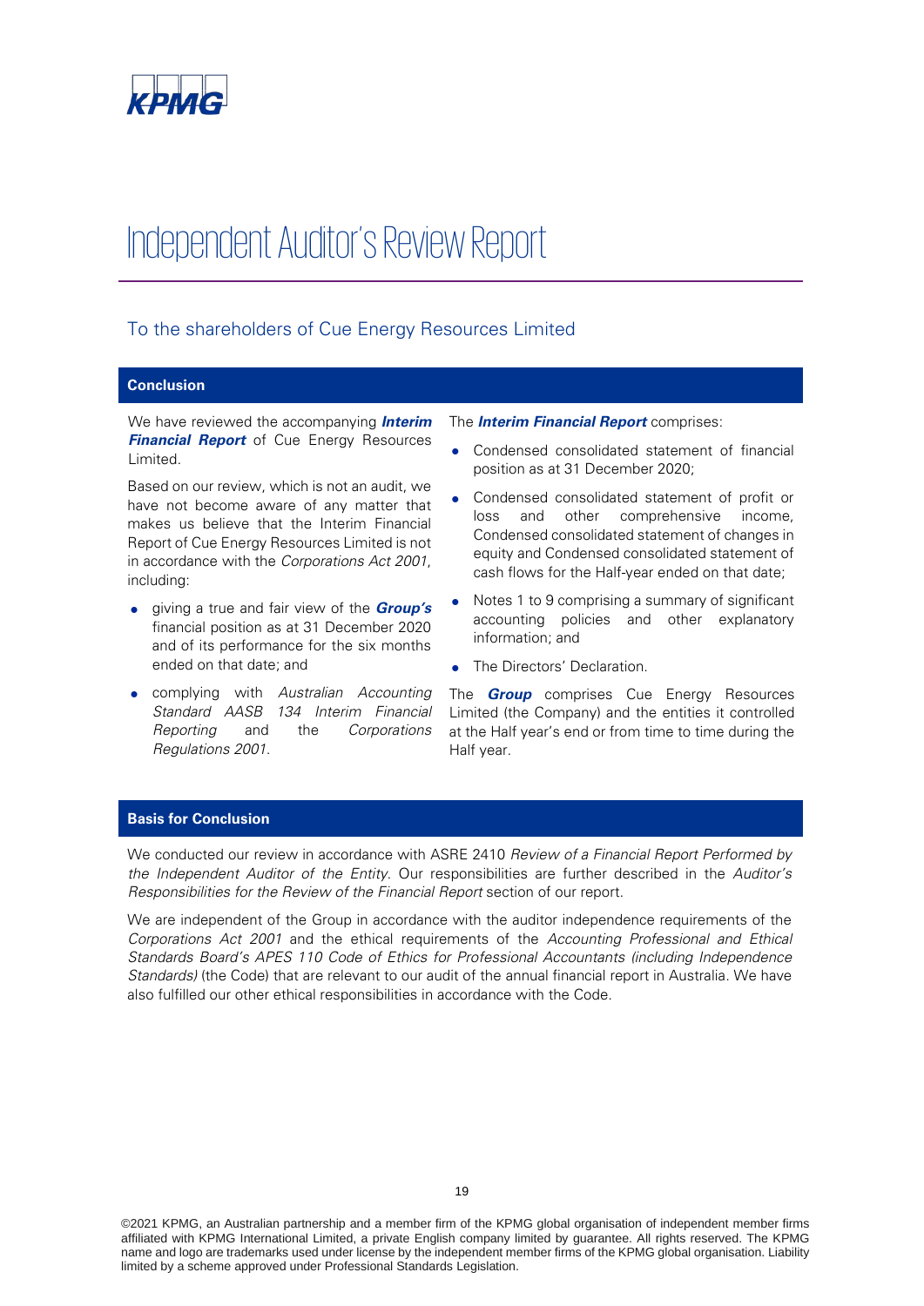KPMG

# Independent Auditor's Review Report

## To the shareholders of Cue Energy Resources Limited

### Conclusion

We have reviewed the accompanying ***Interim Financial Report*** of Cue Energy Resources Limited.

Based on our review, which is not an audit, we have not become aware of any matter that makes us believe that the Interim Financial Report of Cue Energy Resources Limited is not in accordance with the *Corporations Act 2001*, including:

- giving a true and fair view of the ***Group's*** financial position as at 31 December 2020 and of its performance for the six months ended on that date; and
- complying with *Australian Accounting Standard AASB 134 Interim Financial Reporting* and the *Corporations Regulations 2001*.

The ***Interim Financial Report*** comprises:

- Condensed consolidated statement of financial position as at 31 December 2020;
- Condensed consolidated statement of profit or loss and other comprehensive income, Condensed consolidated statement of changes in equity and Condensed consolidated statement of cash flows for the Half-year ended on that date;
- Notes 1 to 9 comprising a summary of significant accounting policies and other explanatory information; and
- The Directors' Declaration.

The ***Group*** comprises Cue Energy Resources Limited (the Company) and the entities it controlled at the Half year's end or from time to time during the Half year.

### Basis for Conclusion

We conducted our review in accordance with ASRE 2410 *Review of a Financial Report Performed by the Independent Auditor of the Entity*. Our responsibilities are further described in the *Auditor's Responsibilities for the Review of the Financial Report* section of our report.

We are independent of the Group in accordance with the auditor independence requirements of the *Corporations Act 2001* and the ethical requirements of the *Accounting Professional and Ethical Standards Board's APES 110 Code of Ethics for Professional Accountants (including Independence Standards)* (the Code) that are relevant to our audit of the annual financial report in Australia. We have also fulfilled our other ethical responsibilities in accordance with the Code.

©2021 KPMG, an Australian partnership and a member firm of the KPMG global organisation of independent member firms affiliated with KPMG International Limited, a private English company limited by guarantee. All rights reserved. The KPMG name and logo are trademarks used under license by the independent member firms of the KPMG global organisation. Liability limited by a scheme approved under Professional Standards Legislation.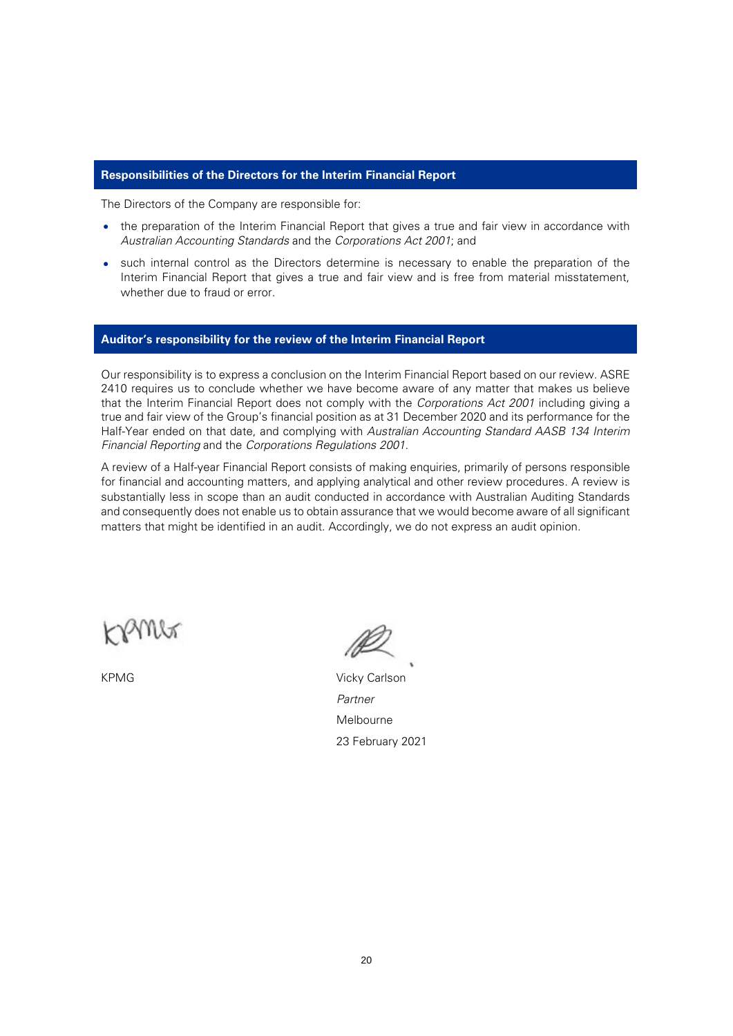## Responsibilities of the Directors for the Interim Financial Report

The Directors of the Company are responsible for:

- the preparation of the Interim Financial Report that gives a true and fair view in accordance with *Australian Accounting Standards* and the *Corporations Act 2001*; and
- such internal control as the Directors determine is necessary to enable the preparation of the Interim Financial Report that gives a true and fair view and is free from material misstatement, whether due to fraud or error.

## Auditor's responsibility for the review of the Interim Financial Report

Our responsibility is to express a conclusion on the Interim Financial Report based on our review. ASRE 2410 requires us to conclude whether we have become aware of any matter that makes us believe that the Interim Financial Report does not comply with the *Corporations Act 2001* including giving a true and fair view of the Group's financial position as at 31 December 2020 and its performance for the Half-Year ended on that date, and complying with *Australian Accounting Standard AASB 134 Interim Financial Reporting* and the *Corporations Regulations 2001*.

A review of a Half-year Financial Report consists of making enquiries, primarily of persons responsible for financial and accounting matters, and applying analytical and other review procedures. A review is substantially less in scope than an audit conducted in accordance with Australian Auditing Standards and consequently does not enable us to obtain assurance that we would become aware of all significant matters that might be identified in an audit. Accordingly, we do not express an audit opinion.

KPMG

Vicky Carlson
*Partner*
Melbourne
23 February 2021